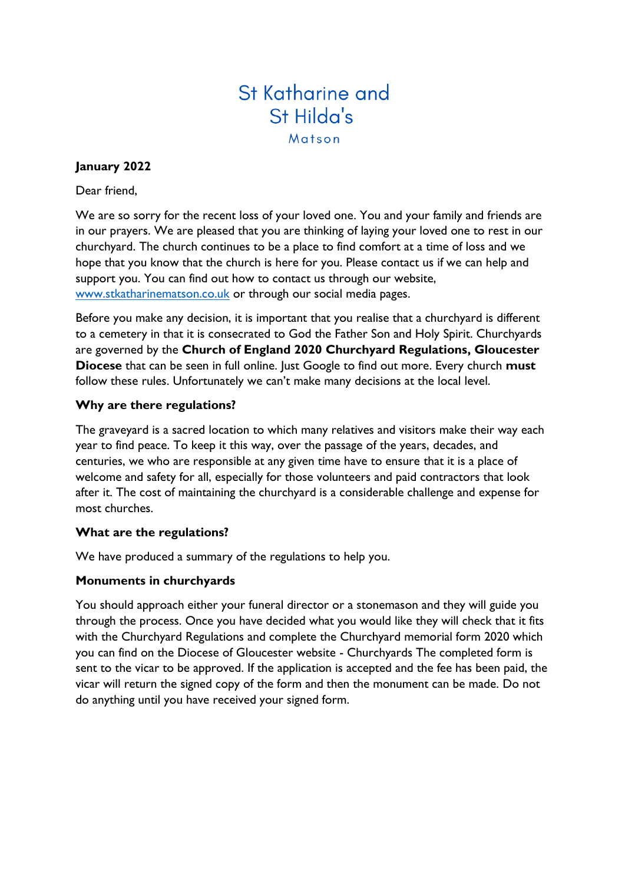# St Katharine and St Hilda's

Matson

**January 2022**

Dear friend,

We are so sorry for the recent loss of your loved one. You and your family and friends are in our prayers. We are pleased that you are thinking of laying your loved one to rest in our churchyard. The church continues to be a place to find comfort at a time of loss and we hope that you know that the church is here for you. Please contact us if we can help and support you. You can find out how to contact us through our website, [www.stkatharinematson.co.uk](http://www.stkatharinematson.co.uk) or through our social media pages.

Before you make any decision, it is important that you realise that a churchyard is different to a cemetery in that it is consecrated to God the Father Son and Holy Spirit. Churchyards are governed by the **Church of England 2020 Churchyard Regulations, Gloucester Diocese** that can be seen in full online. Just Google to find out more. Every church **must** follow these rules. Unfortunately we can't make many decisions at the local level.

### Why are there regulations?

The graveyard is a sacred location to which many relatives and visitors make their way each year to find peace. To keep it this way, over the passage of the years, decades, and centuries, we who are responsible at any given time have to ensure that it is a place of welcome and safety for all, especially for those volunteers and paid contractors that look after it. The cost of maintaining the churchyard is a considerable challenge and expense for most churches.

### What are the regulations?

We have produced a summary of the regulations to help you.

### Monuments in churchyards

You should approach either your funeral director or a stonemason and they will guide you through the process. Once you have decided what you would like they will check that it fits with the Churchyard Regulations and complete the Churchyard memorial form 2020 which you can find on the Diocese of Gloucester website - Churchyards The completed form is sent to the vicar to be approved. If the application is accepted and the fee has been paid, the vicar will return the signed copy of the form and then the monument can be made. Do not do anything until you have received your signed form.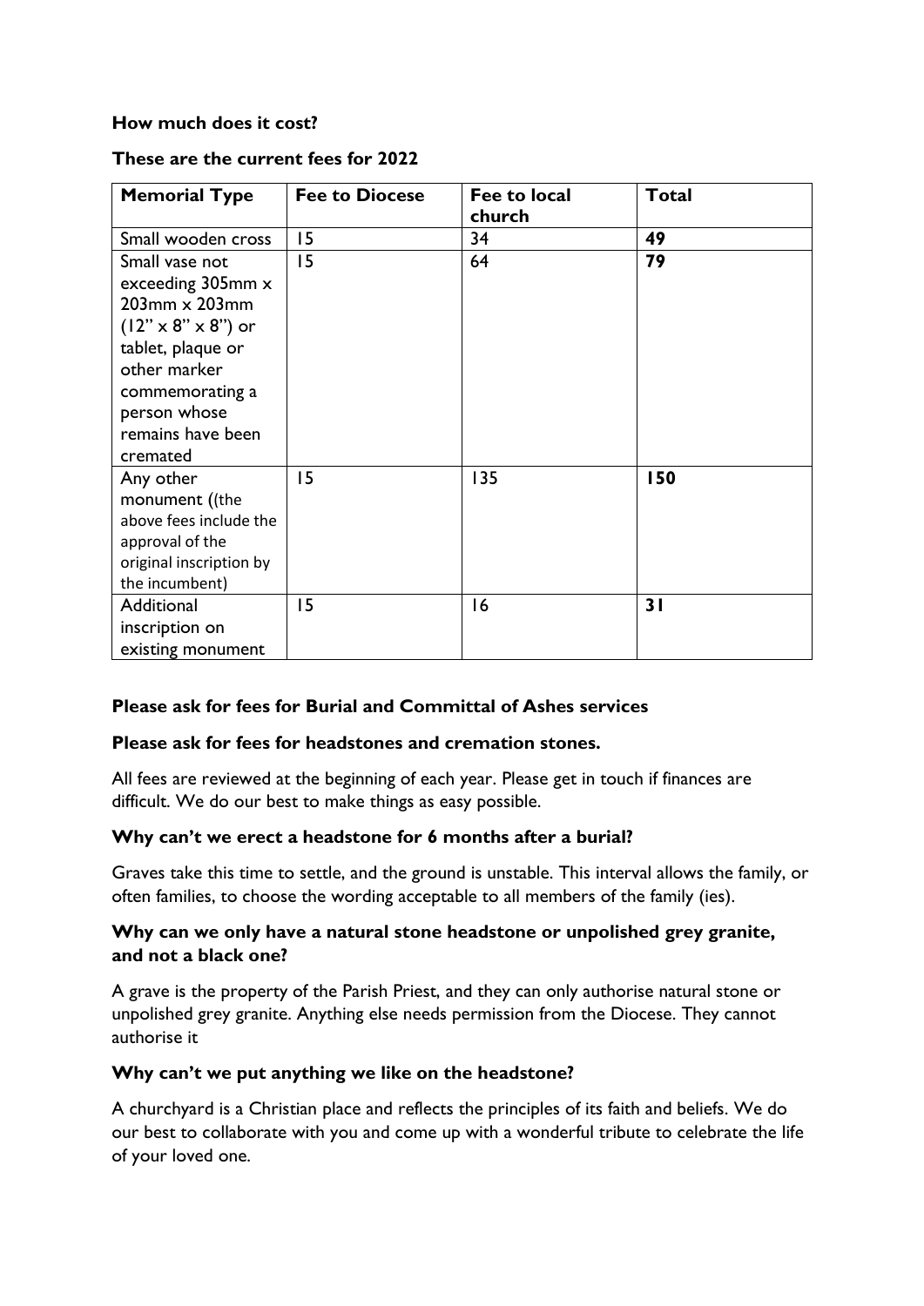**How much does it cost?**

**These are the current fees for 2022**

| Memorial Type | Fee to Diocese | Fee to local church | Total |
|---|---|---|---|
| Small wooden cross | 15 | 34 | **49** |
| Small vase not exceeding 305mm x 203mm x 203mm (12" x 8" x 8") or tablet, plaque or other marker commemorating a person whose remains have been cremated | 15 | 64 | **79** |
| Any other monument ((the above fees include the approval of the original inscription by the incumbent) | 15 | 135 | **150** |
| Additional inscription on existing monument | 15 | 16 | **31** |

**Please ask for fees for Burial and Committal of Ashes services**

**Please ask for fees for headstones and cremation stones.**

All fees are reviewed at the beginning of each year. Please get in touch if finances are difficult. We do our best to make things as easy possible.

**Why can't we erect a headstone for 6 months after a burial?**

Graves take this time to settle, and the ground is unstable. This interval allows the family, or often families, to choose the wording acceptable to all members of the family (ies).

**Why can we only have a natural stone headstone or unpolished grey granite, and not a black one?**

A grave is the property of the Parish Priest, and they can only authorise natural stone or unpolished grey granite. Anything else needs permission from the Diocese. They cannot authorise it

**Why can't we put anything we like on the headstone?**

A churchyard is a Christian place and reflects the principles of its faith and beliefs. We do our best to collaborate with you and come up with a wonderful tribute to celebrate the life of your loved one.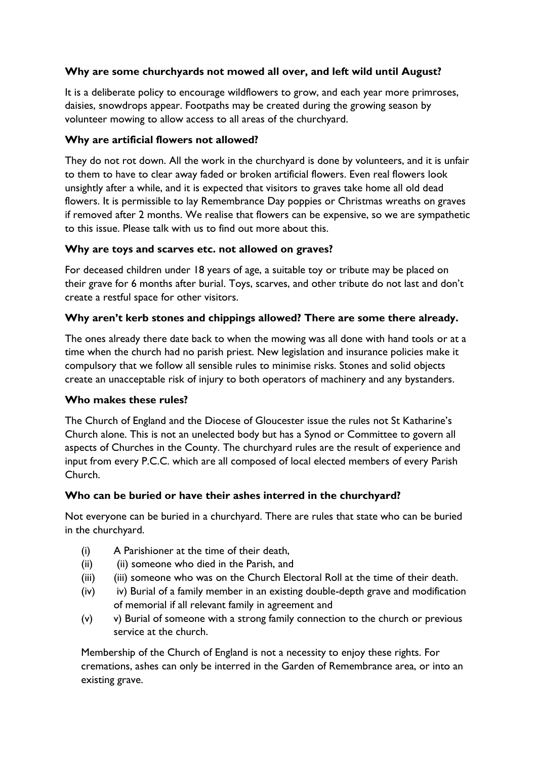**Why are some churchyards not mowed all over, and left wild until August?**

It is a deliberate policy to encourage wildflowers to grow, and each year more primroses, daisies, snowdrops appear. Footpaths may be created during the growing season by volunteer mowing to allow access to all areas of the churchyard.

**Why are artificial flowers not allowed?**

They do not rot down. All the work in the churchyard is done by volunteers, and it is unfair to them to have to clear away faded or broken artificial flowers. Even real flowers look unsightly after a while, and it is expected that visitors to graves take home all old dead flowers. It is permissible to lay Remembrance Day poppies or Christmas wreaths on graves if removed after 2 months. We realise that flowers can be expensive, so we are sympathetic to this issue. Please talk with us to find out more about this.

**Why are toys and scarves etc. not allowed on graves?**

For deceased children under 18 years of age, a suitable toy or tribute may be placed on their grave for 6 months after burial. Toys, scarves, and other tribute do not last and don't create a restful space for other visitors.

**Why aren't kerb stones and chippings allowed? There are some there already.**

The ones already there date back to when the mowing was all done with hand tools or at a time when the church had no parish priest. New legislation and insurance policies make it compulsory that we follow all sensible rules to minimise risks. Stones and solid objects create an unacceptable risk of injury to both operators of machinery and any bystanders.

**Who makes these rules?**

The Church of England and the Diocese of Gloucester issue the rules not St Katharine's Church alone. This is not an unelected body but has a Synod or Committee to govern all aspects of Churches in the County. The churchyard rules are the result of experience and input from every P.C.C. which are all composed of local elected members of every Parish Church.

**Who can be buried or have their ashes interred in the churchyard?**

Not everyone can be buried in a churchyard. There are rules that state who can be buried in the churchyard.

(i) A Parishioner at the time of their death,
(ii) (ii) someone who died in the Parish, and
(iii) (iii) someone who was on the Church Electoral Roll at the time of their death.
(iv) iv) Burial of a family member in an existing double-depth grave and modification of memorial if all relevant family in agreement and
(v) v) Burial of someone with a strong family connection to the church or previous service at the church.

Membership of the Church of England is not a necessity to enjoy these rights. For cremations, ashes can only be interred in the Garden of Remembrance area, or into an existing grave.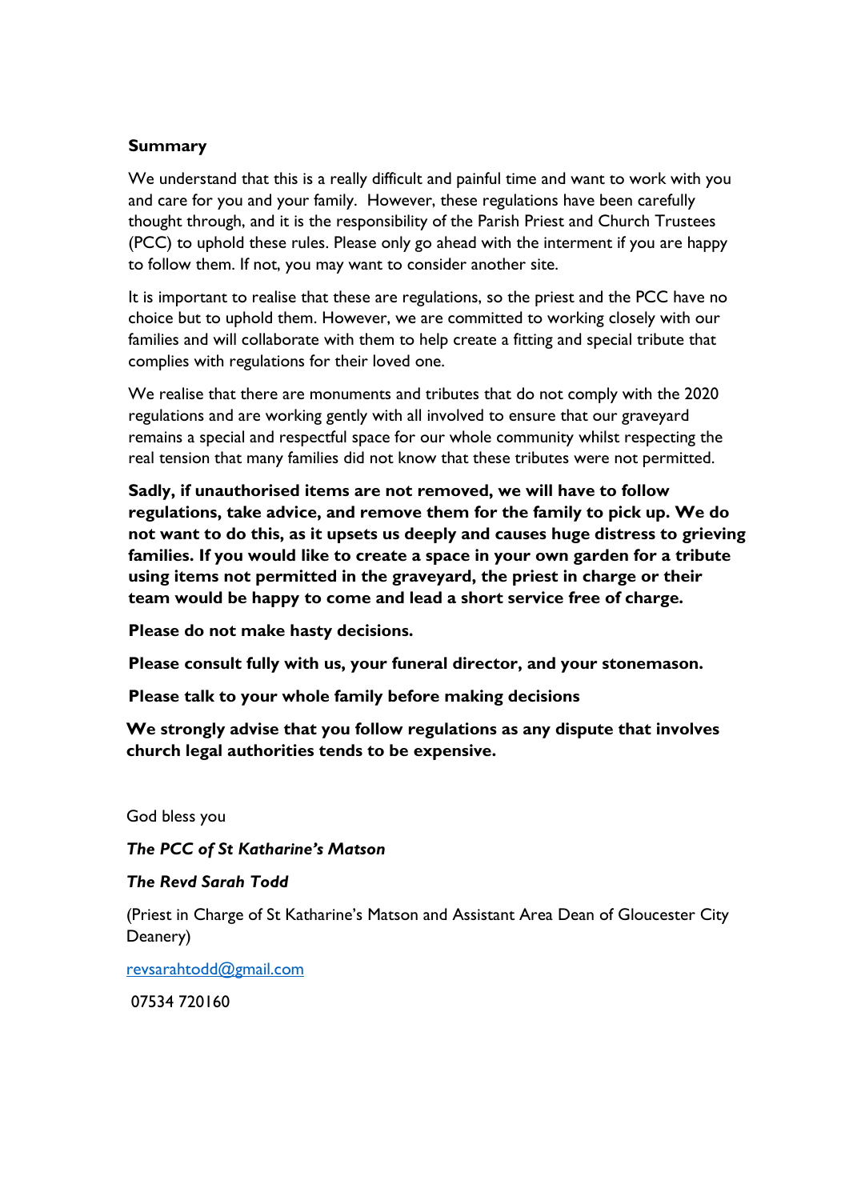**Summary**

We understand that this is a really difficult and painful time and want to work with you and care for you and your family. However, these regulations have been carefully thought through, and it is the responsibility of the Parish Priest and Church Trustees (PCC) to uphold these rules. Please only go ahead with the interment if you are happy to follow them. If not, you may want to consider another site.

It is important to realise that these are regulations, so the priest and the PCC have no choice but to uphold them. However, we are committed to working closely with our families and will collaborate with them to help create a fitting and special tribute that complies with regulations for their loved one.

We realise that there are monuments and tributes that do not comply with the 2020 regulations and are working gently with all involved to ensure that our graveyard remains a special and respectful space for our whole community whilst respecting the real tension that many families did not know that these tributes were not permitted.

**Sadly, if unauthorised items are not removed, we will have to follow regulations, take advice, and remove them for the family to pick up. We do not want to do this, as it upsets us deeply and causes huge distress to grieving families. If you would like to create a space in your own garden for a tribute using items not permitted in the graveyard, the priest in charge or their team would be happy to come and lead a short service free of charge.**

**Please do not make hasty decisions.**

**Please consult fully with us, your funeral director, and your stonemason.**

**Please talk to your whole family before making decisions**

**We strongly advise that you follow regulations as any dispute that involves church legal authorities tends to be expensive.**

God bless you

***The PCC of St Katharine's Matson***

***The Revd Sarah Todd***

(Priest in Charge of St Katharine's Matson and Assistant Area Dean of Gloucester City Deanery)

revsarahtodd@gmail.com

07534 720160